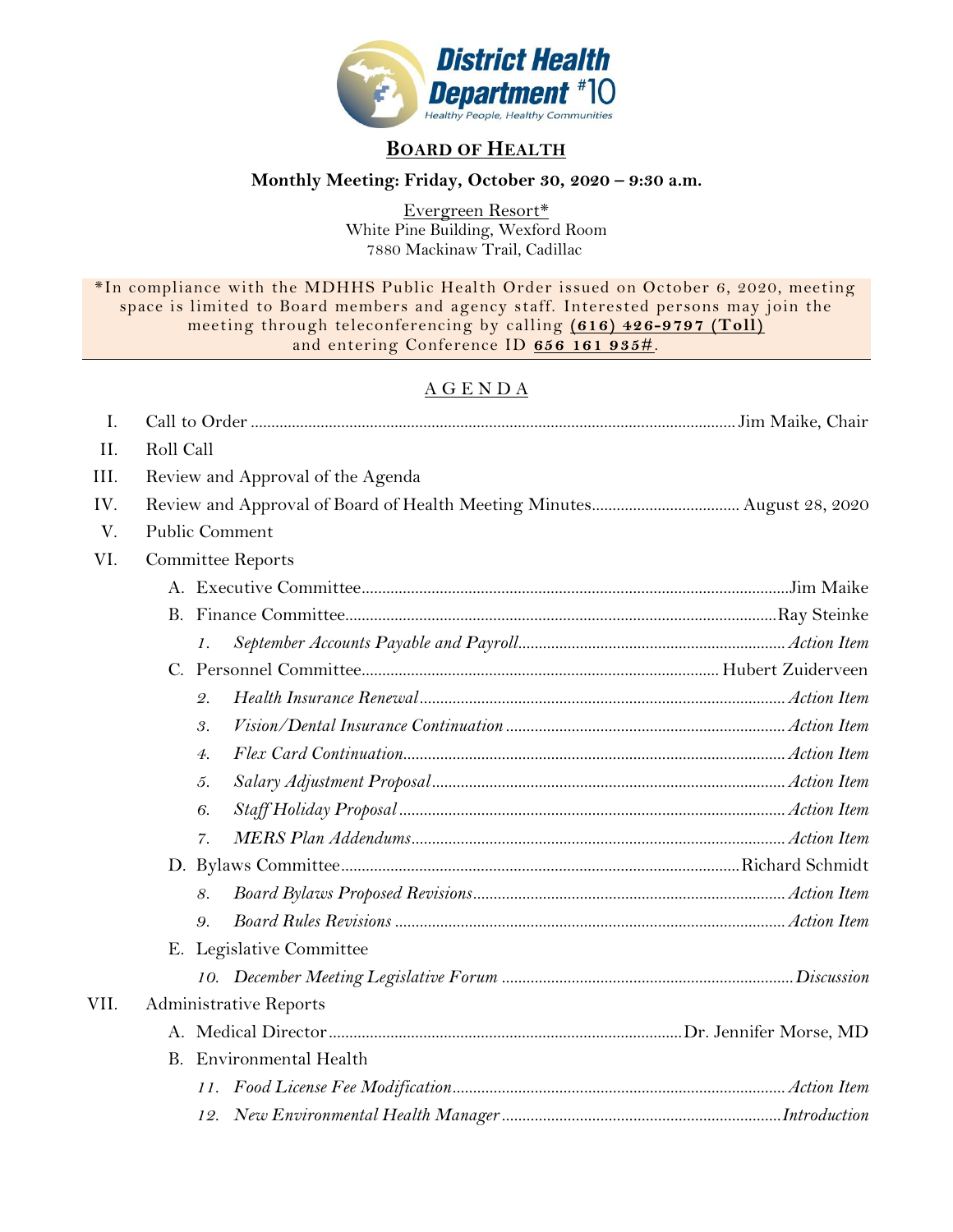District Health Department #10

Healthy People, Healthy Communities

## BOARD OF HEALTH

**Monthly Meeting: Friday, October 30, 2020 – 9:30 a.m.**

Evergreen Resort*
White Pine Building, Wexford Room
7880 Mackinaw Trail, Cadillac

*In compliance with the MDHHS Public Health Order issued on October 6, 2020, meeting space is limited to Board members and agency staff. Interested persons may join the meeting through teleconferencing by calling **(616) 426-9797 (Toll)** and entering Conference ID **656 161 935#**.

## AGENDA

I. Call to Order .......... Jim Maike, Chair

II. Roll Call

III. Review and Approval of the Agenda

IV. Review and Approval of Board of Health Meeting Minutes .......... August 28, 2020

V. Public Comment

VI. Committee Reports

- A. Executive Committee .......... Jim Maike
- B. Finance Committee .......... Ray Steinke
  1. *September Accounts Payable and Payroll .......... Action Item*
- C. Personnel Committee .......... Hubert Zuiderveen
  2. *Health Insurance Renewal .......... Action Item*
  3. *Vision/Dental Insurance Continuation .......... Action Item*
  4. *Flex Card Continuation .......... Action Item*
  5. *Salary Adjustment Proposal .......... Action Item*
  6. *Staff Holiday Proposal .......... Action Item*
  7. *MERS Plan Addendums .......... Action Item*
- D. Bylaws Committee .......... Richard Schmidt
  8. *Board Bylaws Proposed Revisions .......... Action Item*
  9. *Board Rules Revisions .......... Action Item*
- E. Legislative Committee
  10. *December Meeting Legislative Forum .......... Discussion*

VII. Administrative Reports

- A. Medical Director .......... Dr. Jennifer Morse, MD
- B. Environmental Health
  11. *Food License Fee Modification .......... Action Item*
  12. *New Environmental Health Manager .......... Introduction*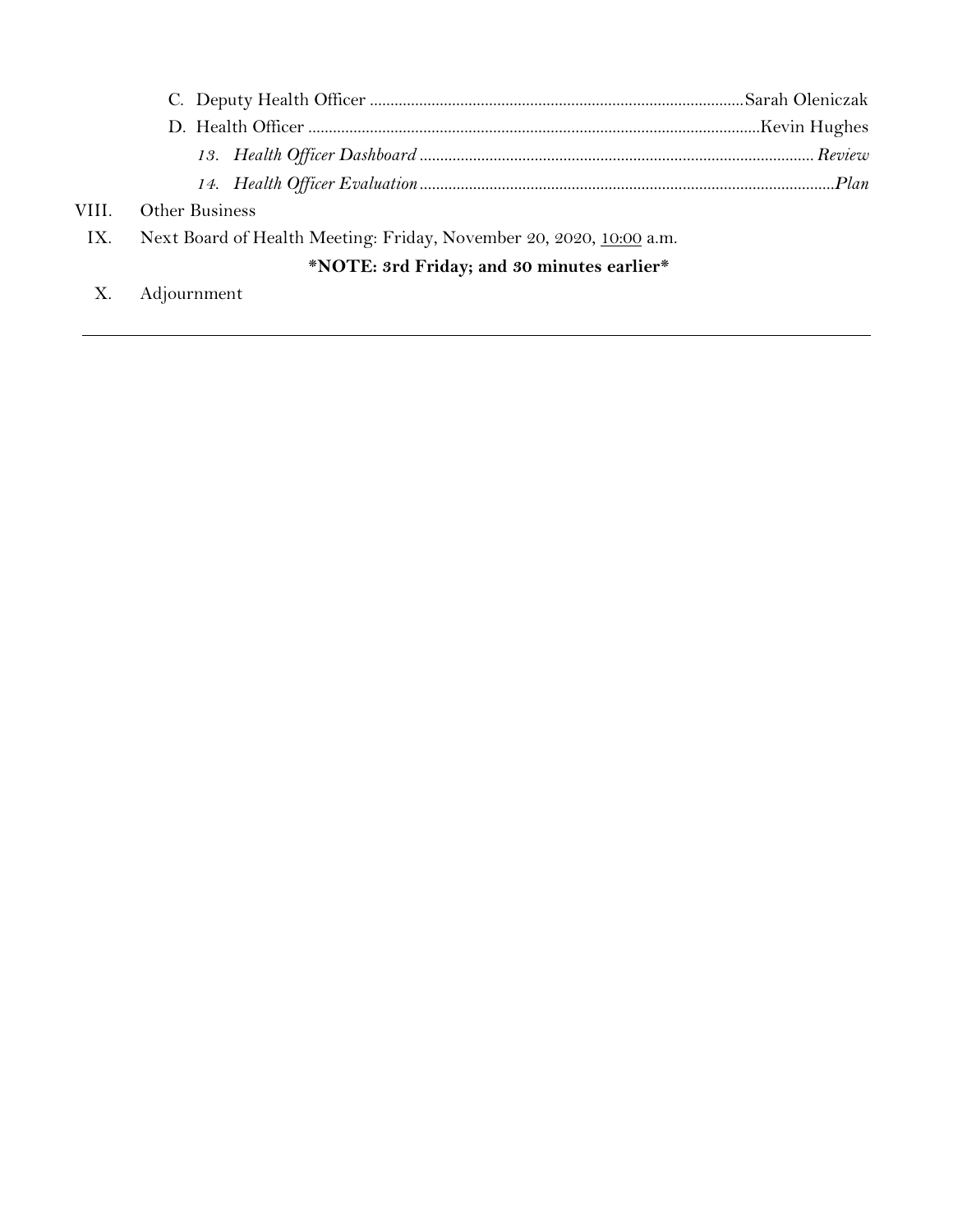C. Deputy Health Officer ........................................................................................ Sarah Oleniczak

   D. Health Officer ........................................................................................................ Kevin Hughes

      *13. Health Officer Dashboard* ................................................................................. *Review*

      *14. Health Officer Evaluation* ................................................................................ *Plan*

VIII. Other Business

IX. Next Board of Health Meeting: Friday, November 20, 2020, <u>10:00</u> a.m.

**\*NOTE: 3rd Friday; and 30 minutes earlier\***

X. Adjournment

---